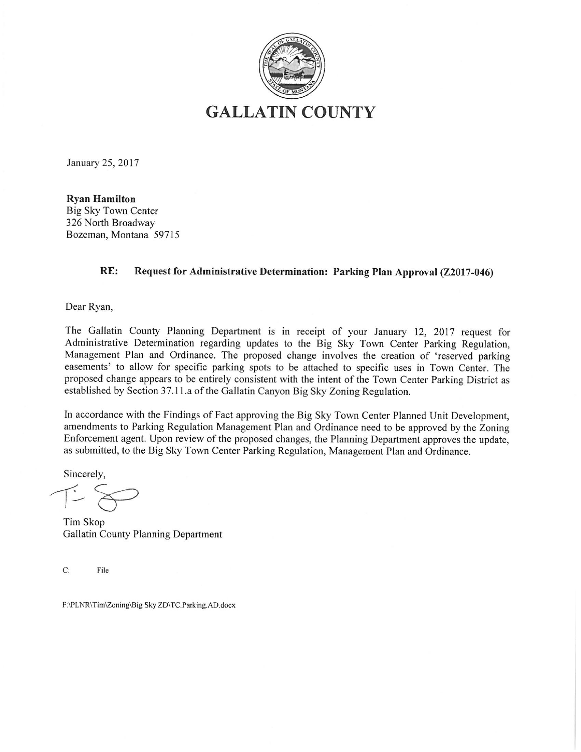# GALLATIN COUNTY

January 25, 2017

**Ryan Hamilton**
Big Sky Town Center
326 North Broadway
Bozeman, Montana 59715

**RE: Request for Administrative Determination: Parking Plan Approval (Z2017-046)**

Dear Ryan,

The Gallatin County Planning Department is in receipt of your January 12, 2017 request for Administrative Determination regarding updates to the Big Sky Town Center Parking Regulation, Management Plan and Ordinance. The proposed change involves the creation of 'reserved parking easements' to allow for specific parking spots to be attached to specific uses in Town Center. The proposed change appears to be entirely consistent with the intent of the Town Center Parking District as established by Section 37.11.a of the Gallatin Canyon Big Sky Zoning Regulation.

In accordance with the Findings of Fact approving the Big Sky Town Center Planned Unit Development, amendments to Parking Regulation Management Plan and Ordinance need to be approved by the Zoning Enforcement agent. Upon review of the proposed changes, the Planning Department approves the update, as submitted, to the Big Sky Town Center Parking Regulation, Management Plan and Ordinance.

Sincerely,

Tim Skop
Gallatin County Planning Department

C: File

F:\PLNR\Tim\Zoning\Big Sky ZD\TC.Parking.AD.docx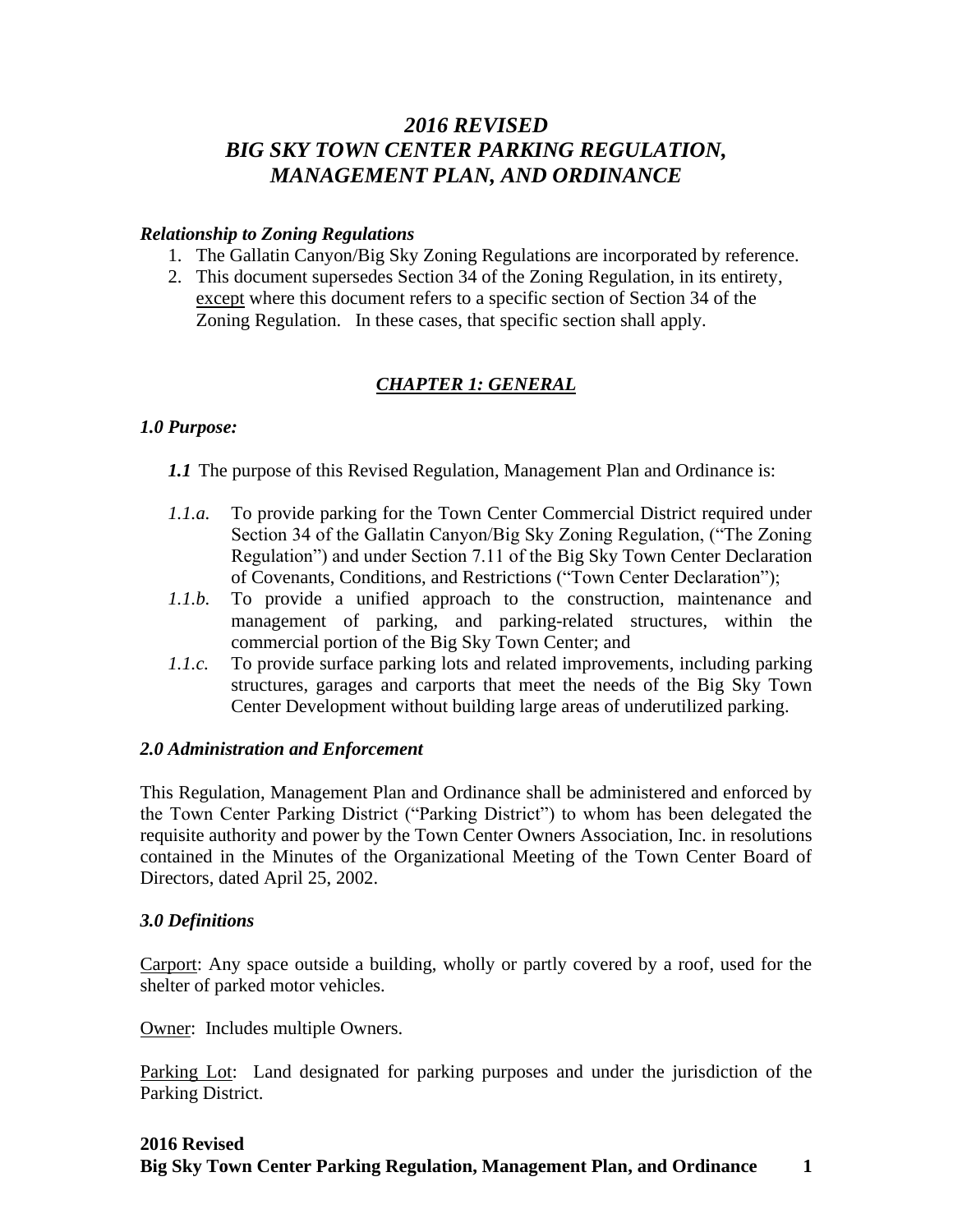# *2016 REVISED BIG SKY TOWN CENTER PARKING REGULATION, MANAGEMENT PLAN, AND ORDINANCE*

### *Relationship to Zoning Regulations*

1. The Gallatin Canyon/Big Sky Zoning Regulations are incorporated by reference.
2. This document supersedes Section 34 of the Zoning Regulation, in its entirety, <u>except</u> where this document refers to a specific section of Section 34 of the Zoning Regulation. In these cases, that specific section shall apply.

## ***<u>CHAPTER 1: GENERAL</u>***

### *1.0 Purpose:*

***1.1*** The purpose of this Revised Regulation, Management Plan and Ordinance is:

*1.1.a.* To provide parking for the Town Center Commercial District required under Section 34 of the Gallatin Canyon/Big Sky Zoning Regulation, ("The Zoning Regulation") and under Section 7.11 of the Big Sky Town Center Declaration of Covenants, Conditions, and Restrictions ("Town Center Declaration");

*1.1.b.* To provide a unified approach to the construction, maintenance and management of parking, and parking-related structures, within the commercial portion of the Big Sky Town Center; and

*1.1.c.* To provide surface parking lots and related improvements, including parking structures, garages and carports that meet the needs of the Big Sky Town Center Development without building large areas of underutilized parking.

### *2.0 Administration and Enforcement*

This Regulation, Management Plan and Ordinance shall be administered and enforced by the Town Center Parking District ("Parking District") to whom has been delegated the requisite authority and power by the Town Center Owners Association, Inc. in resolutions contained in the Minutes of the Organizational Meeting of the Town Center Board of Directors, dated April 25, 2002.

### *3.0 Definitions*

<u>Carport</u>: Any space outside a building, wholly or partly covered by a roof, used for the shelter of parked motor vehicles.

<u>Owner</u>: Includes multiple Owners.

<u>Parking Lot</u>: Land designated for parking purposes and under the jurisdiction of the Parking District.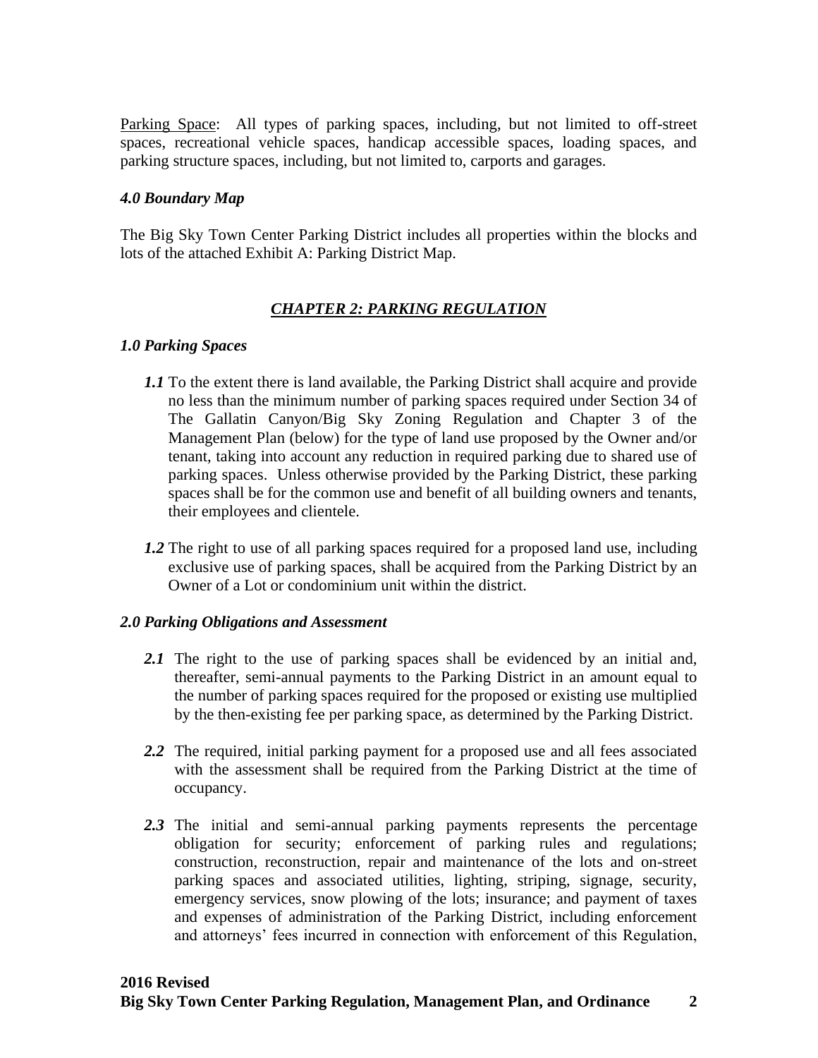<u>Parking Space</u>: All types of parking spaces, including, but not limited to off-street spaces, recreational vehicle spaces, handicap accessible spaces, loading spaces, and parking structure spaces, including, but not limited to, carports and garages.

### *4.0 Boundary Map*

The Big Sky Town Center Parking District includes all properties within the blocks and lots of the attached Exhibit A: Parking District Map.

## ***<u>CHAPTER 2: PARKING REGULATION</u>***

### *1.0 Parking Spaces*

***1.1*** To the extent there is land available, the Parking District shall acquire and provide no less than the minimum number of parking spaces required under Section 34 of The Gallatin Canyon/Big Sky Zoning Regulation and Chapter 3 of the Management Plan (below) for the type of land use proposed by the Owner and/or tenant, taking into account any reduction in required parking due to shared use of parking spaces. Unless otherwise provided by the Parking District, these parking spaces shall be for the common use and benefit of all building owners and tenants, their employees and clientele.

***1.2*** The right to use of all parking spaces required for a proposed land use, including exclusive use of parking spaces, shall be acquired from the Parking District by an Owner of a Lot or condominium unit within the district.

### *2.0 Parking Obligations and Assessment*

***2.1*** The right to the use of parking spaces shall be evidenced by an initial and, thereafter, semi-annual payments to the Parking District in an amount equal to the number of parking spaces required for the proposed or existing use multiplied by the then-existing fee per parking space, as determined by the Parking District.

***2.2*** The required, initial parking payment for a proposed use and all fees associated with the assessment shall be required from the Parking District at the time of occupancy.

***2.3*** The initial and semi-annual parking payments represents the percentage obligation for security; enforcement of parking rules and regulations; construction, reconstruction, repair and maintenance of the lots and on-street parking spaces and associated utilities, lighting, striping, signage, security, emergency services, snow plowing of the lots; insurance; and payment of taxes and expenses of administration of the Parking District, including enforcement and attorneys' fees incurred in connection with enforcement of this Regulation,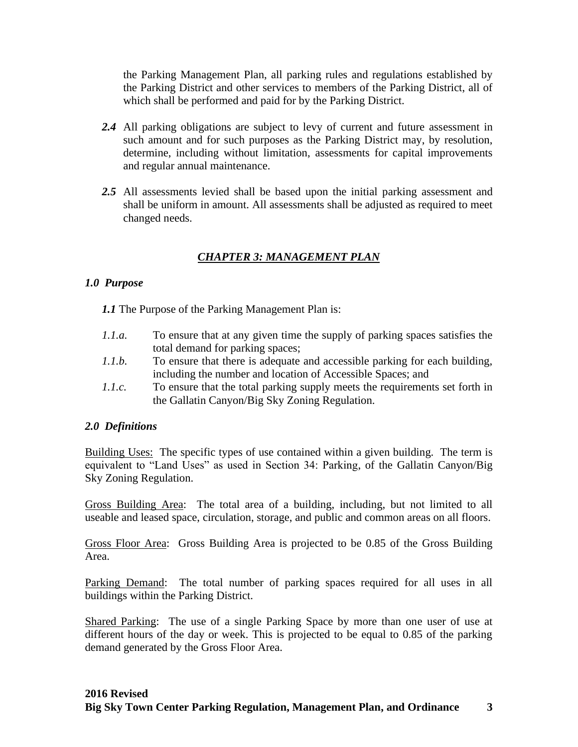the Parking Management Plan, all parking rules and regulations established by the Parking District and other services to members of the Parking District, all of which shall be performed and paid for by the Parking District.

***2.4*** All parking obligations are subject to levy of current and future assessment in such amount and for such purposes as the Parking District may, by resolution, determine, including without limitation, assessments for capital improvements and regular annual maintenance.

***2.5*** All assessments levied shall be based upon the initial parking assessment and shall be uniform in amount. All assessments shall be adjusted as required to meet changed needs.

## ***<u>CHAPTER 3: MANAGEMENT PLAN</u>***

### ***1.0 Purpose***

***1.1*** The Purpose of the Parking Management Plan is:

*1.1.a.* To ensure that at any given time the supply of parking spaces satisfies the total demand for parking spaces;

*1.1.b.* To ensure that there is adequate and accessible parking for each building, including the number and location of Accessible Spaces; and

*1.1.c.* To ensure that the total parking supply meets the requirements set forth in the Gallatin Canyon/Big Sky Zoning Regulation.

### ***2.0 Definitions***

<u>Building Uses:</u> The specific types of use contained within a given building. The term is equivalent to "Land Uses" as used in Section 34: Parking, of the Gallatin Canyon/Big Sky Zoning Regulation.

<u>Gross Building Area</u>: The total area of a building, including, but not limited to all useable and leased space, circulation, storage, and public and common areas on all floors.

<u>Gross Floor Area</u>: Gross Building Area is projected to be 0.85 of the Gross Building Area.

<u>Parking Demand</u>: The total number of parking spaces required for all uses in all buildings within the Parking District.

<u>Shared Parking</u>: The use of a single Parking Space by more than one user of use at different hours of the day or week. This is projected to be equal to 0.85 of the parking demand generated by the Gross Floor Area.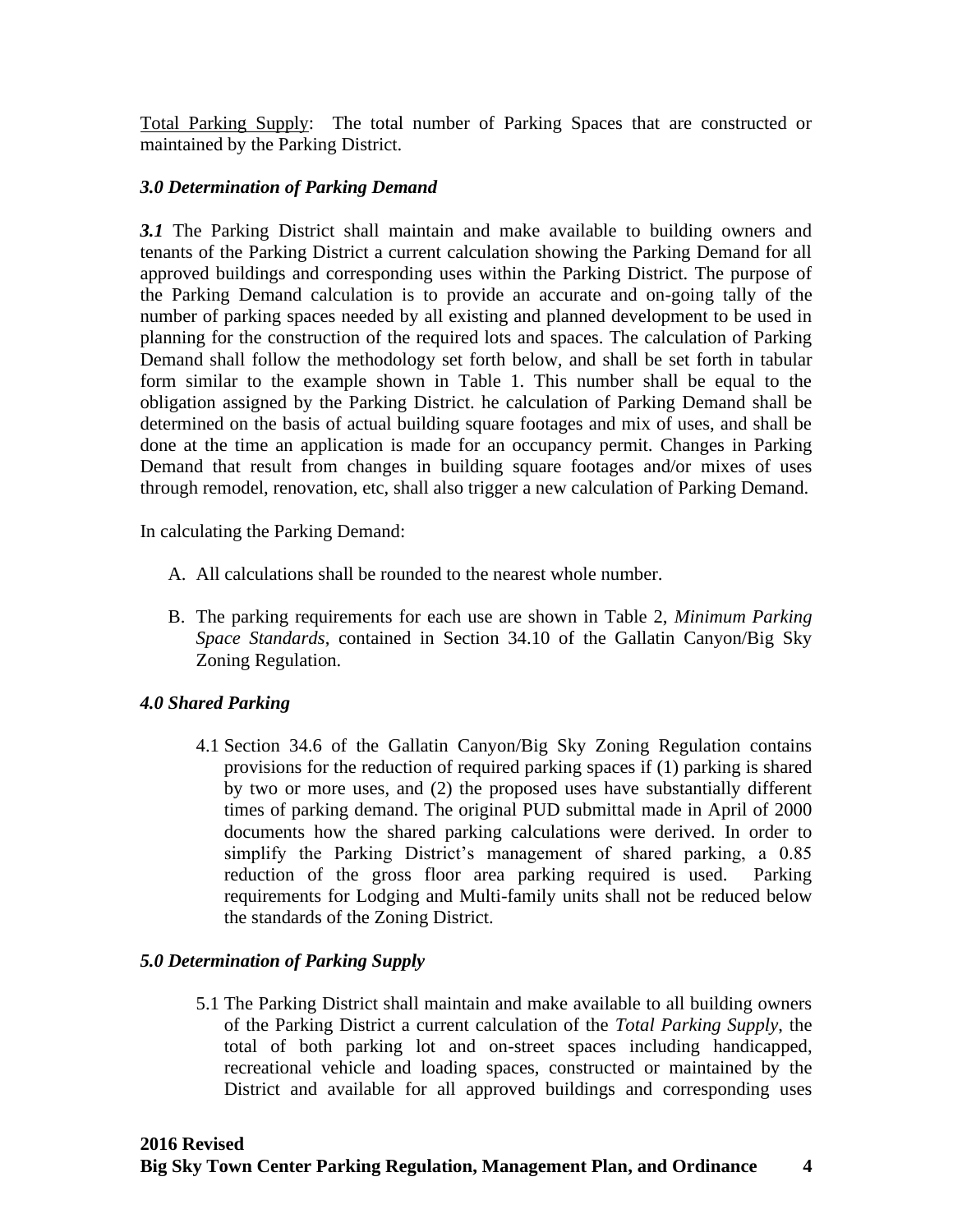<u>Total Parking Supply</u>: The total number of Parking Spaces that are constructed or maintained by the Parking District.

### *3.0 Determination of Parking Demand*

***3.1*** The Parking District shall maintain and make available to building owners and tenants of the Parking District a current calculation showing the Parking Demand for all approved buildings and corresponding uses within the Parking District. The purpose of the Parking Demand calculation is to provide an accurate and on-going tally of the number of parking spaces needed by all existing and planned development to be used in planning for the construction of the required lots and spaces. The calculation of Parking Demand shall follow the methodology set forth below, and shall be set forth in tabular form similar to the example shown in Table 1. This number shall be equal to the obligation assigned by the Parking District. he calculation of Parking Demand shall be determined on the basis of actual building square footages and mix of uses, and shall be done at the time an application is made for an occupancy permit. Changes in Parking Demand that result from changes in building square footages and/or mixes of uses through remodel, renovation, etc, shall also trigger a new calculation of Parking Demand.

In calculating the Parking Demand:

A. All calculations shall be rounded to the nearest whole number.

B. The parking requirements for each use are shown in Table 2, *Minimum Parking Space Standards*, contained in Section 34.10 of the Gallatin Canyon/Big Sky Zoning Regulation.

### *4.0 Shared Parking*

4.1 Section 34.6 of the Gallatin Canyon/Big Sky Zoning Regulation contains provisions for the reduction of required parking spaces if (1) parking is shared by two or more uses, and (2) the proposed uses have substantially different times of parking demand. The original PUD submittal made in April of 2000 documents how the shared parking calculations were derived. In order to simplify the Parking District's management of shared parking, a 0.85 reduction of the gross floor area parking required is used. Parking requirements for Lodging and Multi-family units shall not be reduced below the standards of the Zoning District.

### *5.0 Determination of Parking Supply*

5.1 The Parking District shall maintain and make available to all building owners of the Parking District a current calculation of the *Total Parking Supply*, the total of both parking lot and on-street spaces including handicapped, recreational vehicle and loading spaces, constructed or maintained by the District and available for all approved buildings and corresponding uses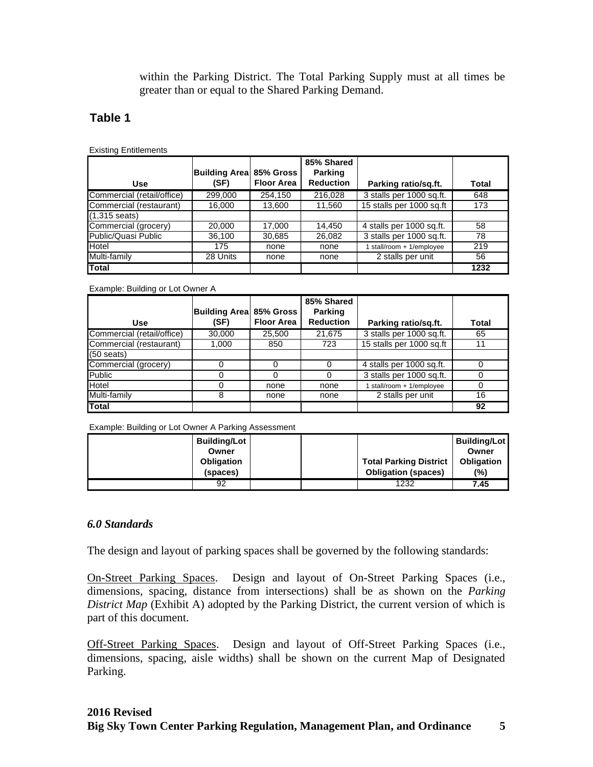within the Parking District. The Total Parking Supply must at all times be greater than or equal to the Shared Parking Demand.

## Table 1

Existing Entitlements

| Use | Building Area (SF) | 85% Gross Floor Area | 85% Shared Parking Reduction | Parking ratio/sq.ft. | Total |
|---|---|---|---|---|---|
| Commercial (retail/office) | 299,000 | 254,150 | 216,028 | 3 stalls per 1000 sq.ft. | 648 |
| Commercial (restaurant) | 16,000 | 13,600 | 11,560 | 15 stalls per 1000 sq.ft | 173 |
| (1,315 seats) | | | | | |
| Commercial (grocery) | 20,000 | 17,000 | 14,450 | 4 stalls per 1000 sq.ft. | 58 |
| Public/Quasi Public | 36,100 | 30,685 | 26,082 | 3 stalls per 1000 sq.ft. | 78 |
| Hotel | 175 | none | none | 1 stall/room + 1/employee | 219 |
| Multi-family | 28 Units | none | none | 2 stalls per unit | 56 |
| **Total** | | | | | **1232** |

Example: Building or Lot Owner A

| Use | Building Area (SF) | 85% Gross Floor Area | 85% Shared Parking Reduction | Parking ratio/sq.ft. | Total |
|---|---|---|---|---|---|
| Commercial (retail/office) | 30,000 | 25,500 | 21,675 | 3 stalls per 1000 sq.ft. | 65 |
| Commercial (restaurant) | 1,000 | 850 | 723 | 15 stalls per 1000 sq.ft | 11 |
| (50 seats) | | | | | |
| Commercial (grocery) | 0 | 0 | 0 | 4 stalls per 1000 sq.ft. | 0 |
| Public | 0 | 0 | 0 | 3 stalls per 1000 sq.ft. | 0 |
| Hotel | 0 | none | none | 1 stall/room + 1/employee | 0 |
| Multi-family | 8 | none | none | 2 stalls per unit | 16 |
| **Total** | | | | | **92** |

Example: Building or Lot Owner A Parking Assessment

| | Building/Lot Owner Obligation (spaces) | | | Total Parking District Obligation (spaces) | Building/Lot Owner Obligation (%) |
|---|---|---|---|---|---|
| | 92 | | | 1232 | **7.45** |

### *6.0 Standards*

The design and layout of parking spaces shall be governed by the following standards:

On-Street Parking Spaces. Design and layout of On-Street Parking Spaces (i.e., dimensions, spacing, distance from intersections) shall be as shown on the *Parking District Map* (Exhibit A) adopted by the Parking District, the current version of which is part of this document.

Off-Street Parking Spaces. Design and layout of Off-Street Parking Spaces (i.e., dimensions, spacing, aisle widths) shall be shown on the current Map of Designated Parking.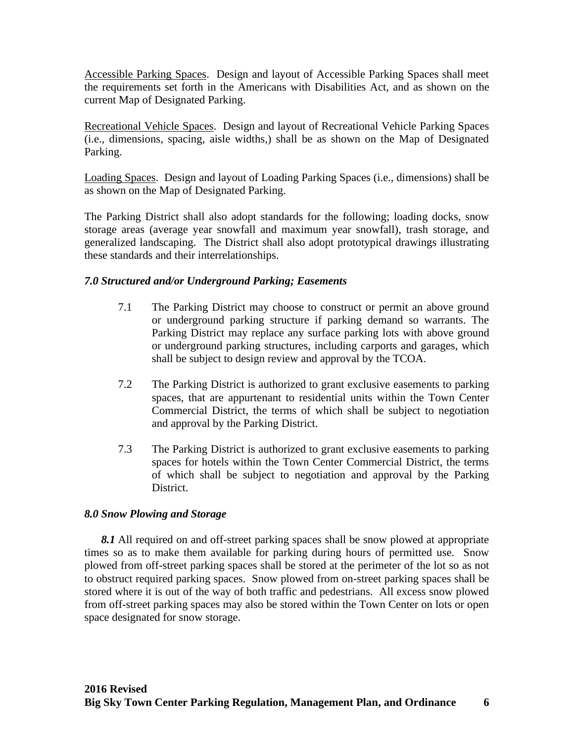<u>Accessible Parking Spaces</u>. Design and layout of Accessible Parking Spaces shall meet the requirements set forth in the Americans with Disabilities Act, and as shown on the current Map of Designated Parking.

<u>Recreational Vehicle Spaces</u>. Design and layout of Recreational Vehicle Parking Spaces (i.e., dimensions, spacing, aisle widths,) shall be as shown on the Map of Designated Parking.

<u>Loading Spaces</u>. Design and layout of Loading Parking Spaces (i.e., dimensions) shall be as shown on the Map of Designated Parking.

The Parking District shall also adopt standards for the following; loading docks, snow storage areas (average year snowfall and maximum year snowfall), trash storage, and generalized landscaping. The District shall also adopt prototypical drawings illustrating these standards and their interrelationships.

### *7.0 Structured and/or Underground Parking; Easements*

7.1 The Parking District may choose to construct or permit an above ground or underground parking structure if parking demand so warrants. The Parking District may replace any surface parking lots with above ground or underground parking structures, including carports and garages, which shall be subject to design review and approval by the TCOA.

7.2 The Parking District is authorized to grant exclusive easements to parking spaces, that are appurtenant to residential units within the Town Center Commercial District, the terms of which shall be subject to negotiation and approval by the Parking District.

7.3 The Parking District is authorized to grant exclusive easements to parking spaces for hotels within the Town Center Commercial District, the terms of which shall be subject to negotiation and approval by the Parking District.

### *8.0 Snow Plowing and Storage*

***8.1*** All required on and off-street parking spaces shall be snow plowed at appropriate times so as to make them available for parking during hours of permitted use. Snow plowed from off-street parking spaces shall be stored at the perimeter of the lot so as not to obstruct required parking spaces. Snow plowed from on-street parking spaces shall be stored where it is out of the way of both traffic and pedestrians. All excess snow plowed from off-street parking spaces may also be stored within the Town Center on lots or open space designated for snow storage.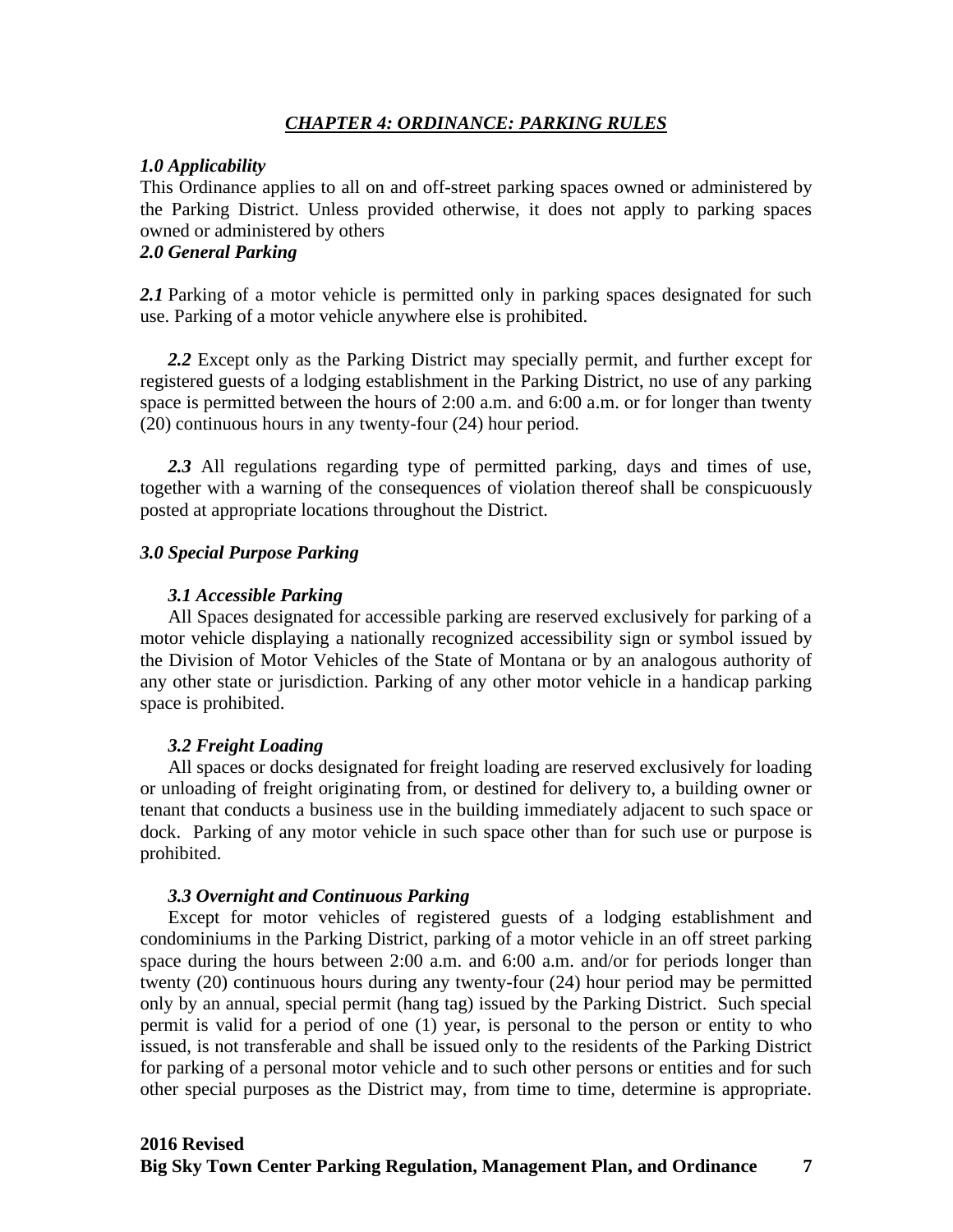## *CHAPTER 4: ORDINANCE: PARKING RULES*

***1.0 Applicability***

This Ordinance applies to all on and off-street parking spaces owned or administered by the Parking District. Unless provided otherwise, it does not apply to parking spaces owned or administered by others

***2.0 General Parking***

***2.1*** Parking of a motor vehicle is permitted only in parking spaces designated for such use. Parking of a motor vehicle anywhere else is prohibited.

***2.2*** Except only as the Parking District may specially permit, and further except for registered guests of a lodging establishment in the Parking District, no use of any parking space is permitted between the hours of 2:00 a.m. and 6:00 a.m. or for longer than twenty (20) continuous hours in any twenty-four (24) hour period.

***2.3*** All regulations regarding type of permitted parking, days and times of use, together with a warning of the consequences of violation thereof shall be conspicuously posted at appropriate locations throughout the District.

***3.0 Special Purpose Parking***

***3.1 Accessible Parking***

All Spaces designated for accessible parking are reserved exclusively for parking of a motor vehicle displaying a nationally recognized accessibility sign or symbol issued by the Division of Motor Vehicles of the State of Montana or by an analogous authority of any other state or jurisdiction. Parking of any other motor vehicle in a handicap parking space is prohibited.

***3.2 Freight Loading***

All spaces or docks designated for freight loading are reserved exclusively for loading or unloading of freight originating from, or destined for delivery to, a building owner or tenant that conducts a business use in the building immediately adjacent to such space or dock. Parking of any motor vehicle in such space other than for such use or purpose is prohibited.

***3.3 Overnight and Continuous Parking***

Except for motor vehicles of registered guests of a lodging establishment and condominiums in the Parking District, parking of a motor vehicle in an off street parking space during the hours between 2:00 a.m. and 6:00 a.m. and/or for periods longer than twenty (20) continuous hours during any twenty-four (24) hour period may be permitted only by an annual, special permit (hang tag) issued by the Parking District. Such special permit is valid for a period of one (1) year, is personal to the person or entity to who issued, is not transferable and shall be issued only to the residents of the Parking District for parking of a personal motor vehicle and to such other persons or entities and for such other special purposes as the District may, from time to time, determine is appropriate.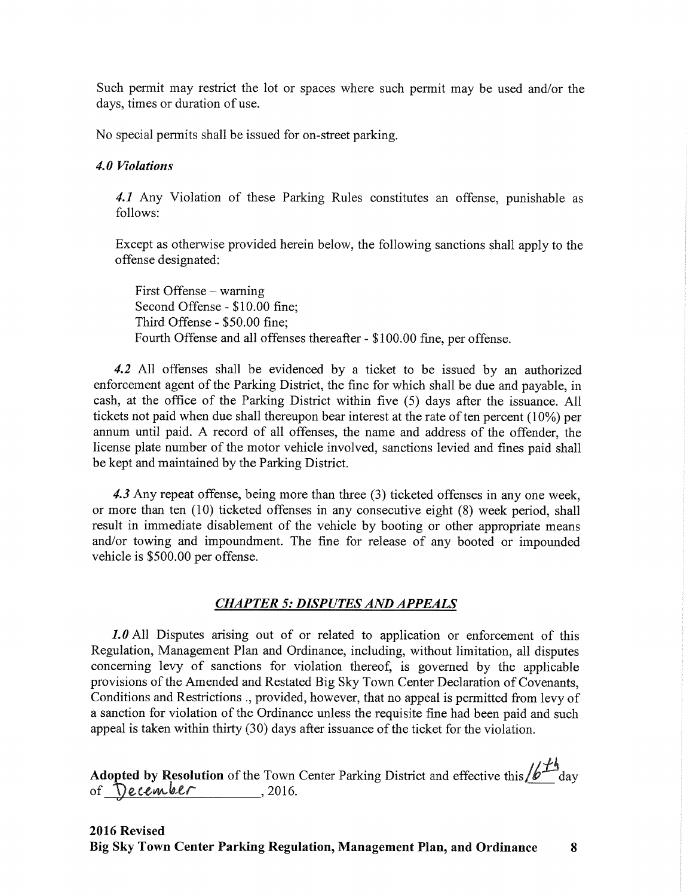Such permit may restrict the lot or spaces where such permit may be used and/or the days, times or duration of use.

No special permits shall be issued for on-street parking.

***4.0 Violations***

*4.1* Any Violation of these Parking Rules constitutes an offense, punishable as follows:

Except as otherwise provided herein below, the following sanctions shall apply to the offense designated:

First Offense – warning
Second Offense - $10.00 fine;
Third Offense - $50.00 fine;
Fourth Offense and all offenses thereafter - $100.00 fine, per offense.

*4.2* All offenses shall be evidenced by a ticket to be issued by an authorized enforcement agent of the Parking District, the fine for which shall be due and payable, in cash, at the office of the Parking District within five (5) days after the issuance. All tickets not paid when due shall thereupon bear interest at the rate of ten percent (10%) per annum until paid. A record of all offenses, the name and address of the offender, the license plate number of the motor vehicle involved, sanctions levied and fines paid shall be kept and maintained by the Parking District.

*4.3* Any repeat offense, being more than three (3) ticketed offenses in any one week, or more than ten (10) ticketed offenses in any consecutive eight (8) week period, shall result in immediate disablement of the vehicle by booting or other appropriate means and/or towing and impoundment. The fine for release of any booted or impounded vehicle is $500.00 per offense.

## ***CHAPTER 5: DISPUTES AND APPEALS***

*1.0* All Disputes arising out of or related to application or enforcement of this Regulation, Management Plan and Ordinance, including, without limitation, all disputes concerning levy of sanctions for violation thereof, is governed by the applicable provisions of the Amended and Restated Big Sky Town Center Declaration of Covenants, Conditions and Restrictions ., provided, however, that no appeal is permitted from levy of a sanction for violation of the Ordinance unless the requisite fine had been paid and such appeal is taken within thirty (30) days after issuance of the ticket for the violation.

**Adopted by Resolution** of the Town Center Parking District and effective this 16th day of December, 2016.

**2016 Revised**
**Big Sky Town Center Parking Regulation, Management Plan, and Ordinance**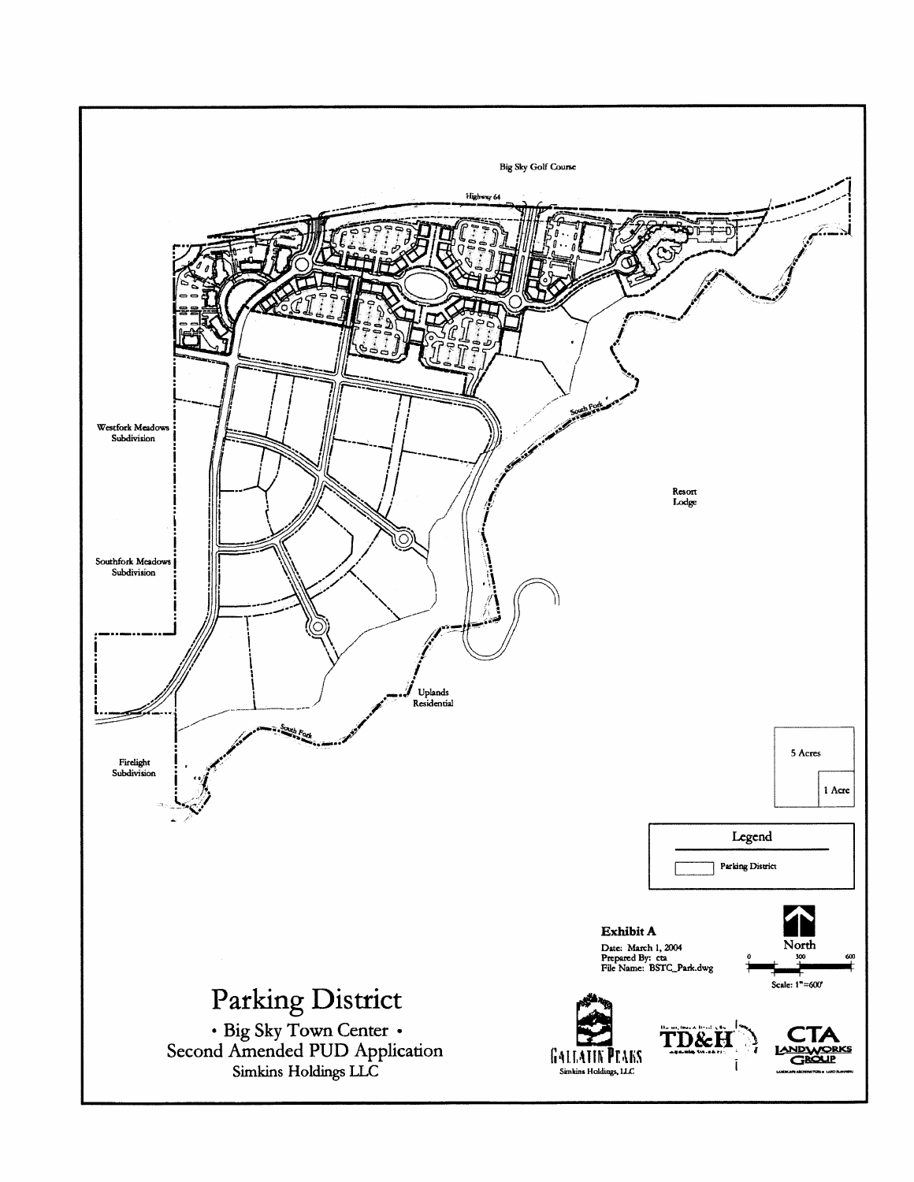Big Sky Golf Course

Highway 64

Westfork Meadows Subdivision

Southfork Meadows Subdivision

South Fork

Resort Lodge

Uplands Residential

South Fork

Firelight Subdivision

5 Acres

1 Acre

Legend

Parking District

**Exhibit A**

Date: March 1, 2004
Prepared By: cta
File Name: BSTC_Park.dwg

North

0 300 600

Scale: 1"=600'

# Parking District

• Big Sky Town Center •
Second Amended PUD Application
Simkins Holdings LLC

GALLATIN PEAKS
Simkins Holdings, LLC

TD&H

CTA LANDWORKS GROUP